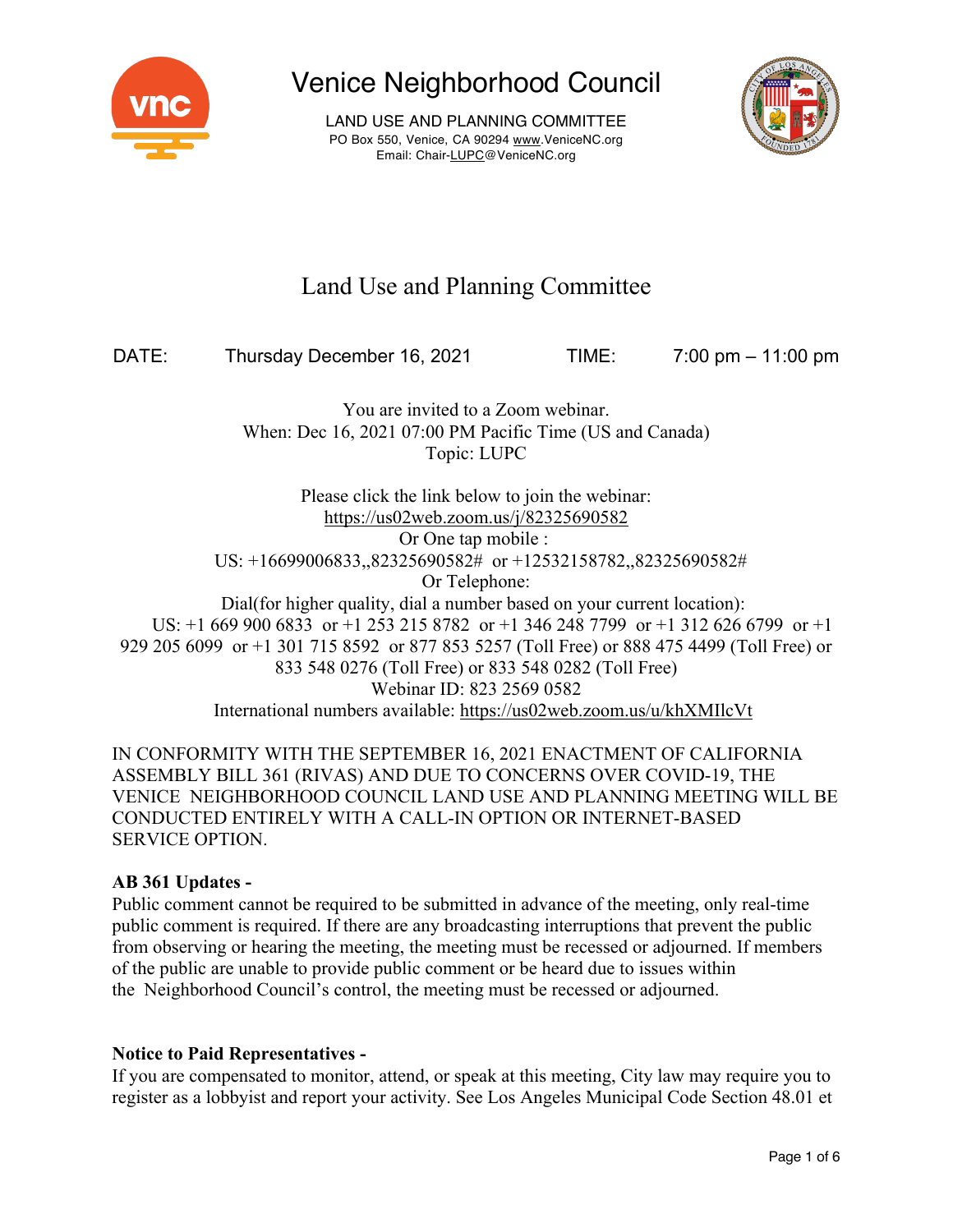# Venice Neighborhood Council

LAND USE AND PLANNING COMMITTEE
PO Box 550, Venice, CA 90294 www.VeniceNC.org
Email: Chair-LUPC@VeniceNC.org

## Land Use and Planning Committee

DATE: Thursday December 16, 2021 TIME: 7:00 pm – 11:00 pm

You are invited to a Zoom webinar.
When: Dec 16, 2021 07:00 PM Pacific Time (US and Canada)
Topic: LUPC

Please click the link below to join the webinar:
https://us02web.zoom.us/j/82325690582
Or One tap mobile :
US: +16699006833,,82325690582# or +12532158782,,82325690582#
Or Telephone:
Dial(for higher quality, dial a number based on your current location):
US: +1 669 900 6833 or +1 253 215 8782 or +1 346 248 7799 or +1 312 626 6799 or +1 929 205 6099 or +1 301 715 8592 or 877 853 5257 (Toll Free) or 888 475 4499 (Toll Free) or 833 548 0276 (Toll Free) or 833 548 0282 (Toll Free)
Webinar ID: 823 2569 0582
International numbers available: https://us02web.zoom.us/u/khXMIlcVt

IN CONFORMITY WITH THE SEPTEMBER 16, 2021 ENACTMENT OF CALIFORNIA ASSEMBLY BILL 361 (RIVAS) AND DUE TO CONCERNS OVER COVID-19, THE VENICE NEIGHBORHOOD COUNCIL LAND USE AND PLANNING MEETING WILL BE CONDUCTED ENTIRELY WITH A CALL-IN OPTION OR INTERNET-BASED SERVICE OPTION.

**AB 361 Updates -**
Public comment cannot be required to be submitted in advance of the meeting, only real-time public comment is required. If there are any broadcasting interruptions that prevent the public from observing or hearing the meeting, the meeting must be recessed or adjourned. If members of the public are unable to provide public comment or be heard due to issues within the Neighborhood Council's control, the meeting must be recessed or adjourned.

**Notice to Paid Representatives -**
If you are compensated to monitor, attend, or speak at this meeting, City law may require you to register as a lobbyist and report your activity. See Los Angeles Municipal Code Section 48.01 et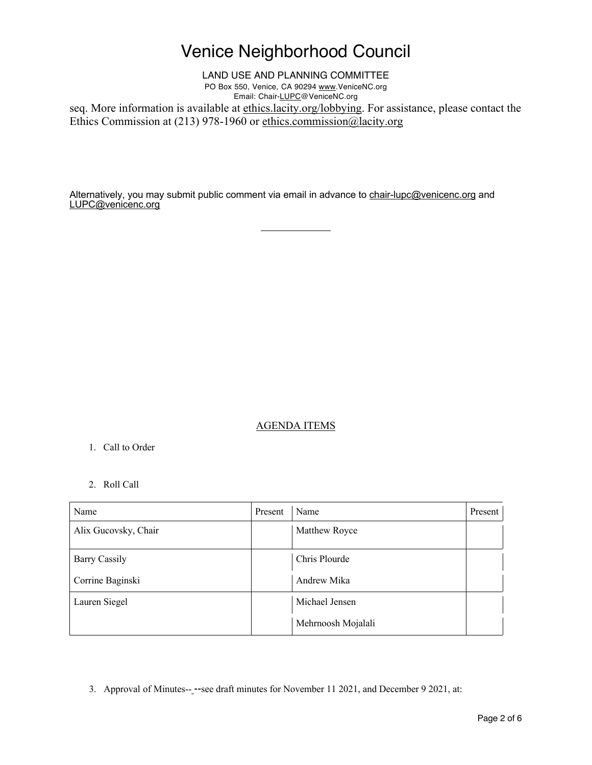# Venice Neighborhood Council

LAND USE AND PLANNING COMMITTEE
PO Box 550, Venice, CA 90294 www.VeniceNC.org
Email: Chair-LUPC@VeniceNC.org

seq. More information is available at ethics.lacity.org/lobbying. For assistance, please contact the Ethics Commission at (213) 978-1960 or ethics.commission@lacity.org

Alternatively, you may submit public comment via email in advance to chair-lupc@venicenc.org and LUPC@venicenc.org

---

## AGENDA ITEMS

1. Call to Order

2. Roll Call

| Name | Present | Name | Present |
|---|---|---|---|
| Alix Gucovsky, Chair | | Matthew Royce | |
| Barry Cassily | | Chris Plourde | |
| Corrine Baginski | | Andrew Mika | |
| Lauren Siegel | | Michael Jensen | |
| | | Mehrnoosh Mojalali | |

3. Approval of Minutes-- --see draft minutes for November 11 2021, and December 9 2021, at: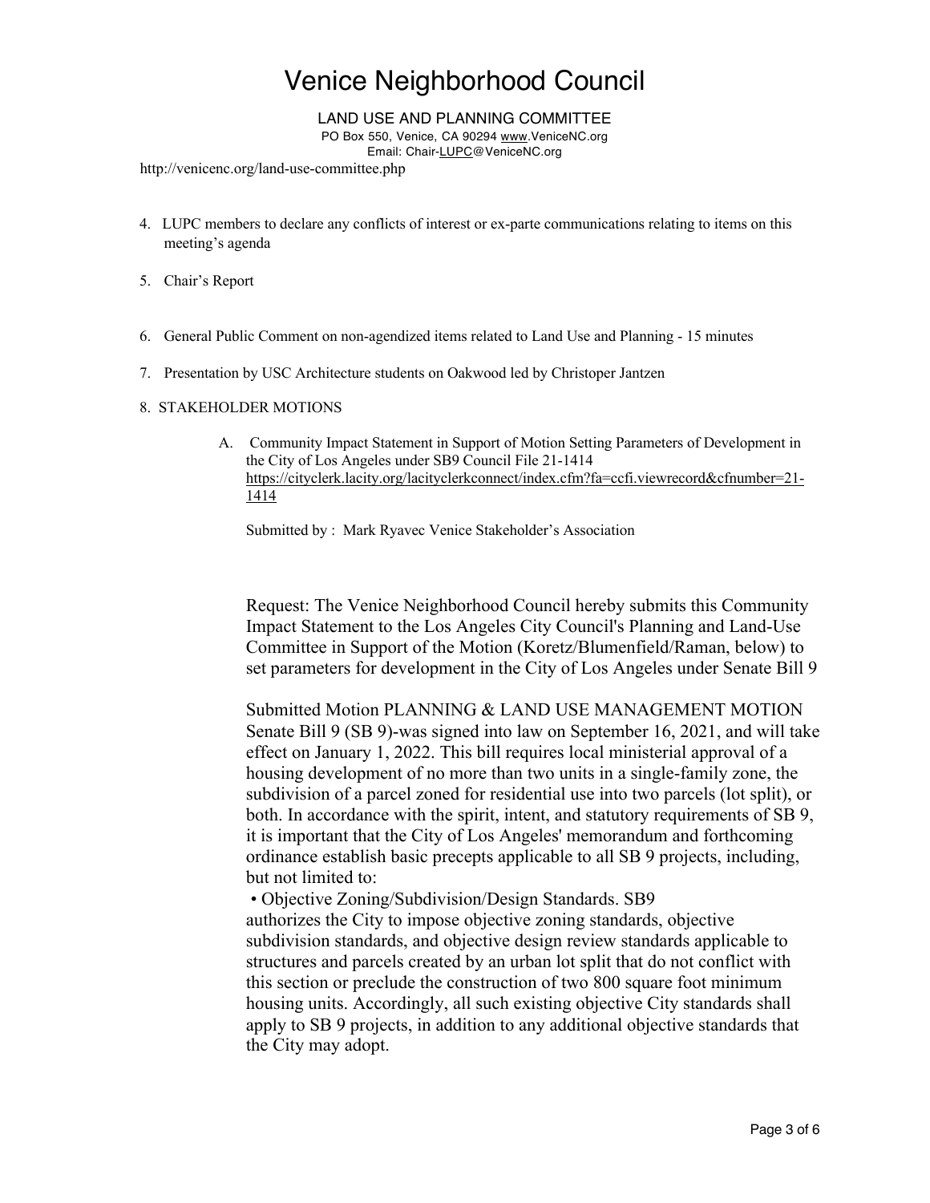# Venice Neighborhood Council

LAND USE AND PLANNING COMMITTEE

PO Box 550, Venice, CA 90294 www.VeniceNC.org

Email: Chair-LUPC@VeniceNC.org

http://venicenc.org/land-use-committee.php

4. LUPC members to declare any conflicts of interest or ex-parte communications relating to items on this meeting's agenda

5. Chair's Report

6. General Public Comment on non-agendized items related to Land Use and Planning - 15 minutes

7. Presentation by USC Architecture students on Oakwood led by Christoper Jantzen

8. STAKEHOLDER MOTIONS

   A. Community Impact Statement in Support of Motion Setting Parameters of Development in the City of Los Angeles under SB9 Council File 21-1414 https://cityclerk.lacity.org/lacityclerkconnect/index.cfm?fa=ccfi.viewrecord&cfnumber=21-1414

   Submitted by : Mark Ryavec Venice Stakeholder's Association

   Request: The Venice Neighborhood Council hereby submits this Community Impact Statement to the Los Angeles City Council's Planning and Land-Use Committee in Support of the Motion (Koretz/Blumenfield/Raman, below) to set parameters for development in the City of Los Angeles under Senate Bill 9

   Submitted Motion PLANNING & LAND USE MANAGEMENT MOTION Senate Bill 9 (SB 9)-was signed into law on September 16, 2021, and will take effect on January 1, 2022. This bill requires local ministerial approval of a housing development of no more than two units in a single-family zone, the subdivision of a parcel zoned for residential use into two parcels (lot split), or both. In accordance with the spirit, intent, and statutory requirements of SB 9, it is important that the City of Los Angeles' memorandum and forthcoming ordinance establish basic precepts applicable to all SB 9 projects, including, but not limited to:

   • Objective Zoning/Subdivision/Design Standards. SB9 authorizes the City to impose objective zoning standards, objective subdivision standards, and objective design review standards applicable to structures and parcels created by an urban lot split that do not conflict with this section or preclude the construction of two 800 square foot minimum housing units. Accordingly, all such existing objective City standards shall apply to SB 9 projects, in addition to any additional objective standards that the City may adopt.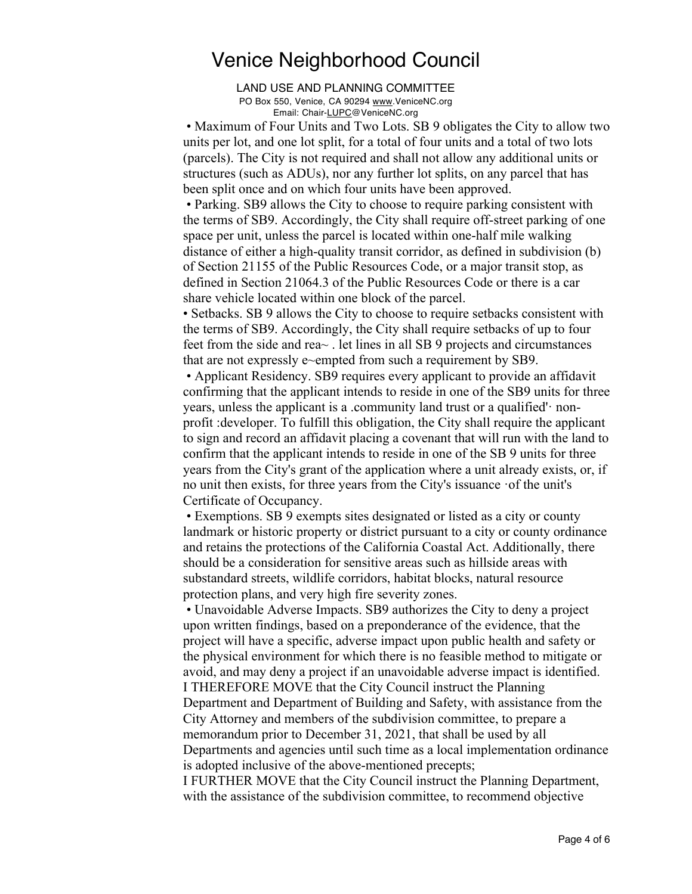# Venice Neighborhood Council

LAND USE AND PLANNING COMMITTEE
PO Box 550, Venice, CA 90294 www.VeniceNC.org
Email: Chair-LUPC@VeniceNC.org

- Maximum of Four Units and Two Lots. SB 9 obligates the City to allow two units per lot, and one lot split, for a total of four units and a total of two lots (parcels). The City is not required and shall not allow any additional units or structures (such as ADUs), nor any further lot splits, on any parcel that has been split once and on which four units have been approved.
- Parking. SB9 allows the City to choose to require parking consistent with the terms of SB9. Accordingly, the City shall require off-street parking of one space per unit, unless the parcel is located within one-half mile walking distance of either a high-quality transit corridor, as defined in subdivision (b) of Section 21155 of the Public Resources Code, or a major transit stop, as defined in Section 21064.3 of the Public Resources Code or there is a car share vehicle located within one block of the parcel.
- Setbacks. SB 9 allows the City to choose to require setbacks consistent with the terms of SB9. Accordingly, the City shall require setbacks of up to four feet from the side and rea~ . let lines in all SB 9 projects and circumstances that are not expressly e~empted from such a requirement by SB9.
- Applicant Residency. SB9 requires every applicant to provide an affidavit confirming that the applicant intends to reside in one of the SB9 units for three years, unless the applicant is a .community land trust or a qualified'· non-profit :developer. To fulfill this obligation, the City shall require the applicant to sign and record an affidavit placing a covenant that will run with the land to confirm that the applicant intends to reside in one of the SB 9 units for three years from the City's grant of the application where a unit already exists, or, if no unit then exists, for three years from the City's issuance ·of the unit's Certificate of Occupancy.
- Exemptions. SB 9 exempts sites designated or listed as a city or county landmark or historic property or district pursuant to a city or county ordinance and retains the protections of the California Coastal Act. Additionally, there should be a consideration for sensitive areas such as hillside areas with substandard streets, wildlife corridors, habitat blocks, natural resource protection plans, and very high fire severity zones.
- Unavoidable Adverse Impacts. SB9 authorizes the City to deny a project upon written findings, based on a preponderance of the evidence, that the project will have a specific, adverse impact upon public health and safety or the physical environment for which there is no feasible method to mitigate or avoid, and may deny a project if an unavoidable adverse impact is identified.

I THEREFORE MOVE that the City Council instruct the Planning Department and Department of Building and Safety, with assistance from the City Attorney and members of the subdivision committee, to prepare a memorandum prior to December 31, 2021, that shall be used by all Departments and agencies until such time as a local implementation ordinance is adopted inclusive of the above-mentioned precepts;

I FURTHER MOVE that the City Council instruct the Planning Department, with the assistance of the subdivision committee, to recommend objective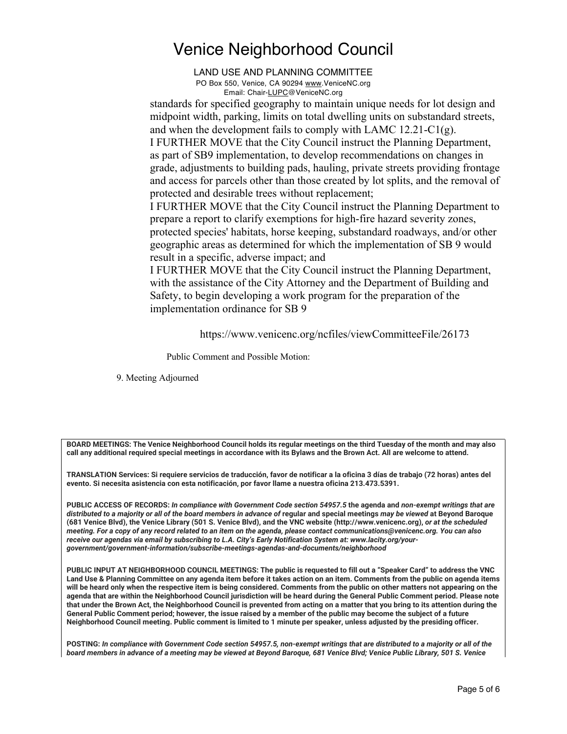standards for specified geography to maintain unique needs for lot design and midpoint width, parking, limits on total dwelling units on substandard streets, and when the development fails to comply with LAMC 12.21-C1(g).

I FURTHER MOVE that the City Council instruct the Planning Department, as part of SB9 implementation, to develop recommendations on changes in grade, adjustments to building pads, hauling, private streets providing frontage and access for parcels other than those created by lot splits, and the removal of protected and desirable trees without replacement;

I FURTHER MOVE that the City Council instruct the Planning Department to prepare a report to clarify exemptions for high-fire hazard severity zones, protected species' habitats, horse keeping, substandard roadways, and/or other geographic areas as determined for which the implementation of SB 9 would result in a specific, adverse impact; and

I FURTHER MOVE that the City Council instruct the Planning Department, with the assistance of the City Attorney and the Department of Building and Safety, to begin developing a work program for the preparation of the implementation ordinance for SB 9

https://www.venicenc.org/ncfiles/viewCommitteeFile/26173

Public Comment and Possible Motion:

9. Meeting Adjourned

**BOARD MEETINGS: The Venice Neighborhood Council holds its regular meetings on the third Tuesday of the month and may also call any additional required special meetings in accordance with its Bylaws and the Brown Act. All are welcome to attend.**

**TRANSLATION Services: Si requiere servicios de traducción, favor de notificar a la oficina 3 días de trabajo (72 horas) antes del evento. Si necesita asistencia con esta notificación, por favor llame a nuestra oficina 213.473.5391.**

**PUBLIC ACCESS OF RECORDS:** ***In compliance with Government Code section 54957.5*** **the agenda and** ***non-exempt writings that are distributed to a majority or all of the board members in advance of*** **regular and special meetings** ***may be viewed*** **at Beyond Baroque (681 Venice Blvd), the Venice Library (501 S. Venice Blvd), and the VNC website (http://www.venicenc.org),** ***or at the scheduled meeting. For a copy of any record related to an item on the agenda, please contact communications@venicenc.org. You can also receive our agendas via email by subscribing to L.A. City's Early Notification System at: www.lacity.org/your-government/government-information/subscribe-meetings-agendas-and-documents/neighborhood***

**PUBLIC INPUT AT NEIGHBORHOOD COUNCIL MEETINGS: The public is requested to fill out a "Speaker Card" to address the VNC Land Use & Planning Committee on any agenda item before it takes action on an item. Comments from the public on agenda items will be heard only when the respective item is being considered. Comments from the public on other matters not appearing on the agenda that are within the Neighborhood Council jurisdiction will be heard during the General Public Comment period. Please note that under the Brown Act, the Neighborhood Council is prevented from acting on a matter that you bring to its attention during the General Public Comment period; however, the issue raised by a member of the public may become the subject of a future Neighborhood Council meeting. Public comment is limited to 1 minute per speaker, unless adjusted by the presiding officer.**

**POSTING:** ***In compliance with Government Code section 54957.5, non-exempt writings that are distributed to a majority or all of the board members in advance of a meeting may be viewed at Beyond Baroque, 681 Venice Blvd; Venice Public Library, 501 S. Venice***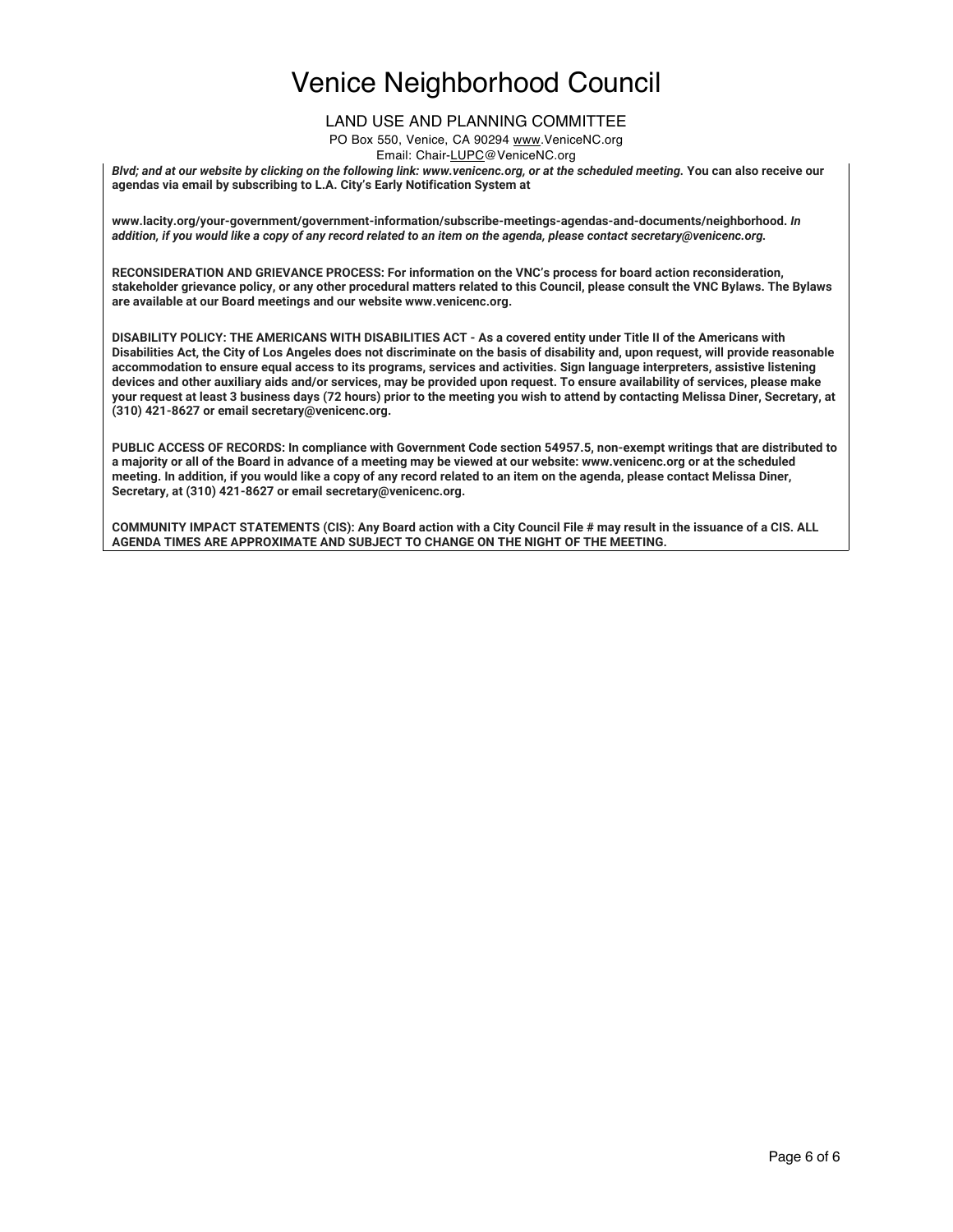**Blvd; and at our website by clicking on the following link: www.venicenc.org, or at the scheduled meeting. You can also receive our agendas via email by subscribing to L.A. City's Early Notification System at**

**www.lacity.org/your-government/government-information/subscribe-meetings-agendas-and-documents/neighborhood.** ***In addition, if you would like a copy of any record related to an item on the agenda, please contact secretary@venicenc.org.***

**RECONSIDERATION AND GRIEVANCE PROCESS: For information on the VNC's process for board action reconsideration, stakeholder grievance policy, or any other procedural matters related to this Council, please consult the VNC Bylaws. The Bylaws are available at our Board meetings and our website www.venicenc.org.**

**DISABILITY POLICY: THE AMERICANS WITH DISABILITIES ACT - As a covered entity under Title II of the Americans with Disabilities Act, the City of Los Angeles does not discriminate on the basis of disability and, upon request, will provide reasonable accommodation to ensure equal access to its programs, services and activities. Sign language interpreters, assistive listening devices and other auxiliary aids and/or services, may be provided upon request. To ensure availability of services, please make your request at least 3 business days (72 hours) prior to the meeting you wish to attend by contacting Melissa Diner, Secretary, at (310) 421-8627 or email secretary@venicenc.org.**

**PUBLIC ACCESS OF RECORDS: In compliance with Government Code section 54957.5, non-exempt writings that are distributed to a majority or all of the Board in advance of a meeting may be viewed at our website: www.venicenc.org or at the scheduled meeting. In addition, if you would like a copy of any record related to an item on the agenda, please contact Melissa Diner, Secretary, at (310) 421-8627 or email secretary@venicenc.org.**

**COMMUNITY IMPACT STATEMENTS (CIS): Any Board action with a City Council File # may result in the issuance of a CIS. ALL AGENDA TIMES ARE APPROXIMATE AND SUBJECT TO CHANGE ON THE NIGHT OF THE MEETING.**